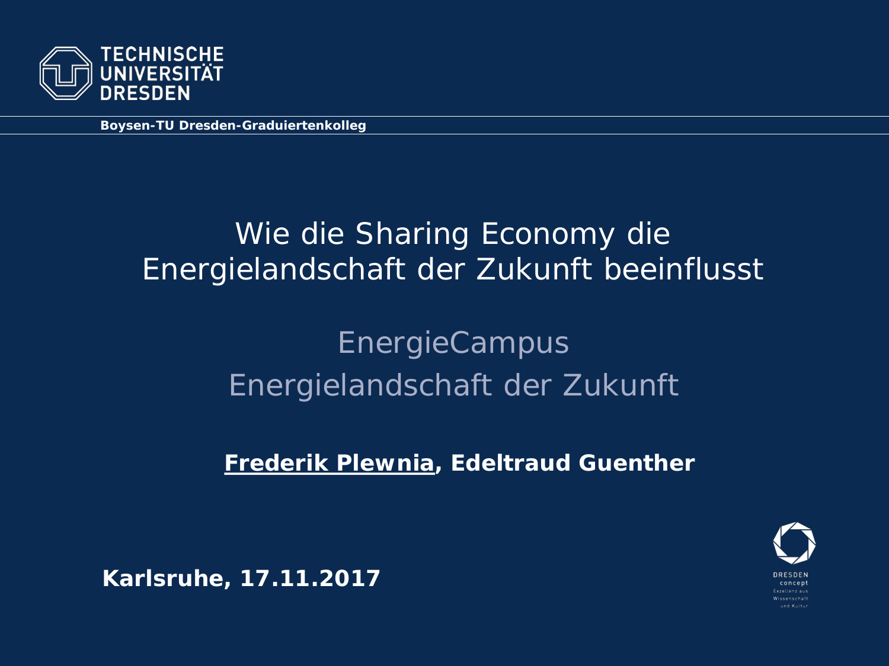TECHNISCHE UNIVERSITÄT DRESDEN

**Boysen-TU Dresden-Graduiertenkolleg**

# Wie die Sharing Economy die Energielandschaft der Zukunft beeinflusst

## EnergieCampus
## Energielandschaft der Zukunft

**Frederik Plewnia, Edeltraud Guenther**

**Karlsruhe, 17.11.2017**

DRESDEN concept
Exzellenz aus Wissenschaft und Kultur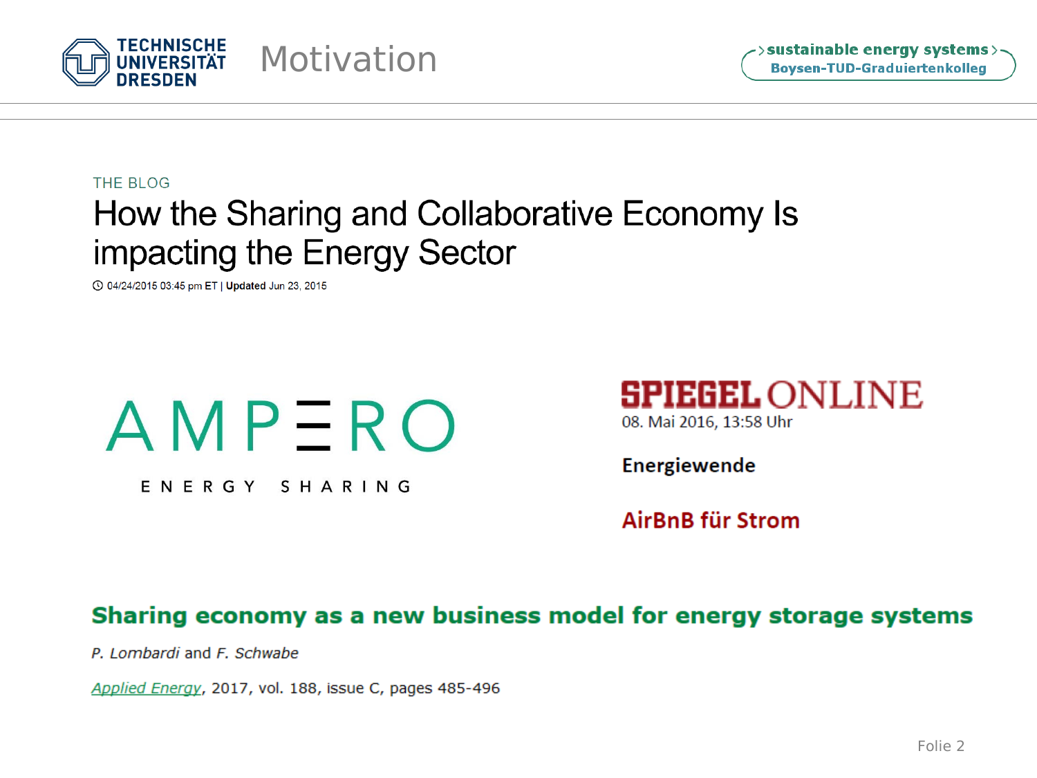# Motivation

THE BLOG

## How the Sharing and Collaborative Economy Is impacting the Energy Sector

04/24/2015 03:45 pm ET | **Updated** Jun 23, 2015

AMPERO

ENERGY SHARING

SPIEGEL ONLINE

08. Mai 2016, 13:58 Uhr

**Energiewende**

**AirBnB für Strom**

**Sharing economy as a new business model for energy storage systems**

*P. Lombardi* and *F. Schwabe*

*Applied Energy*, 2017, vol. 188, issue C, pages 485-496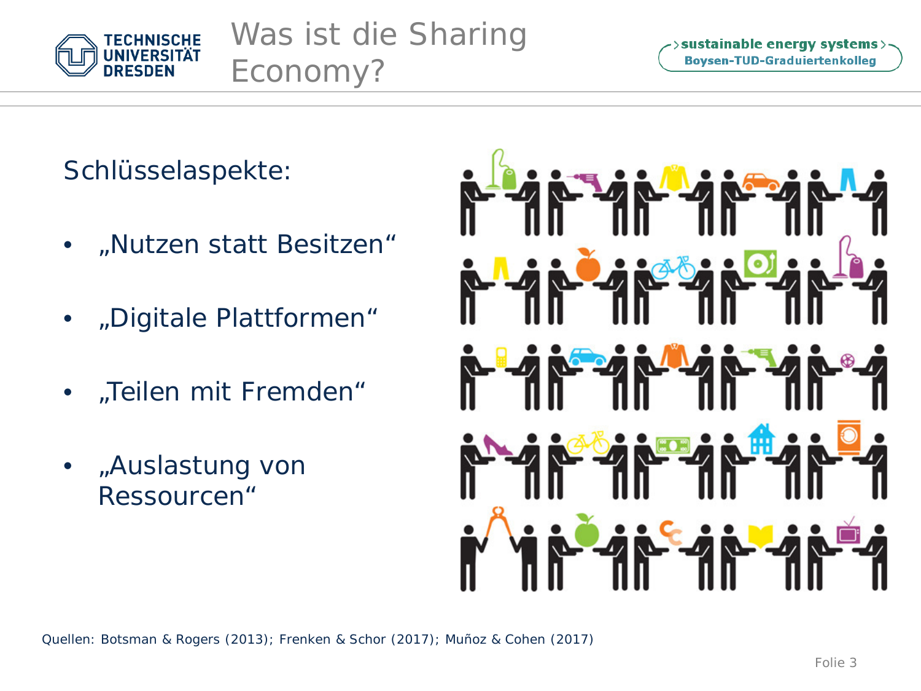# Was ist die Sharing Economy?

Schlüsselaspekte:

- „Nutzen statt Besitzen"
- „Digitale Plattformen"
- „Teilen mit Fremden"
- „Auslastung von Ressourcen"

Quellen: Botsman & Rogers (2013); Frenken & Schor (2017); Muñoz & Cohen (2017)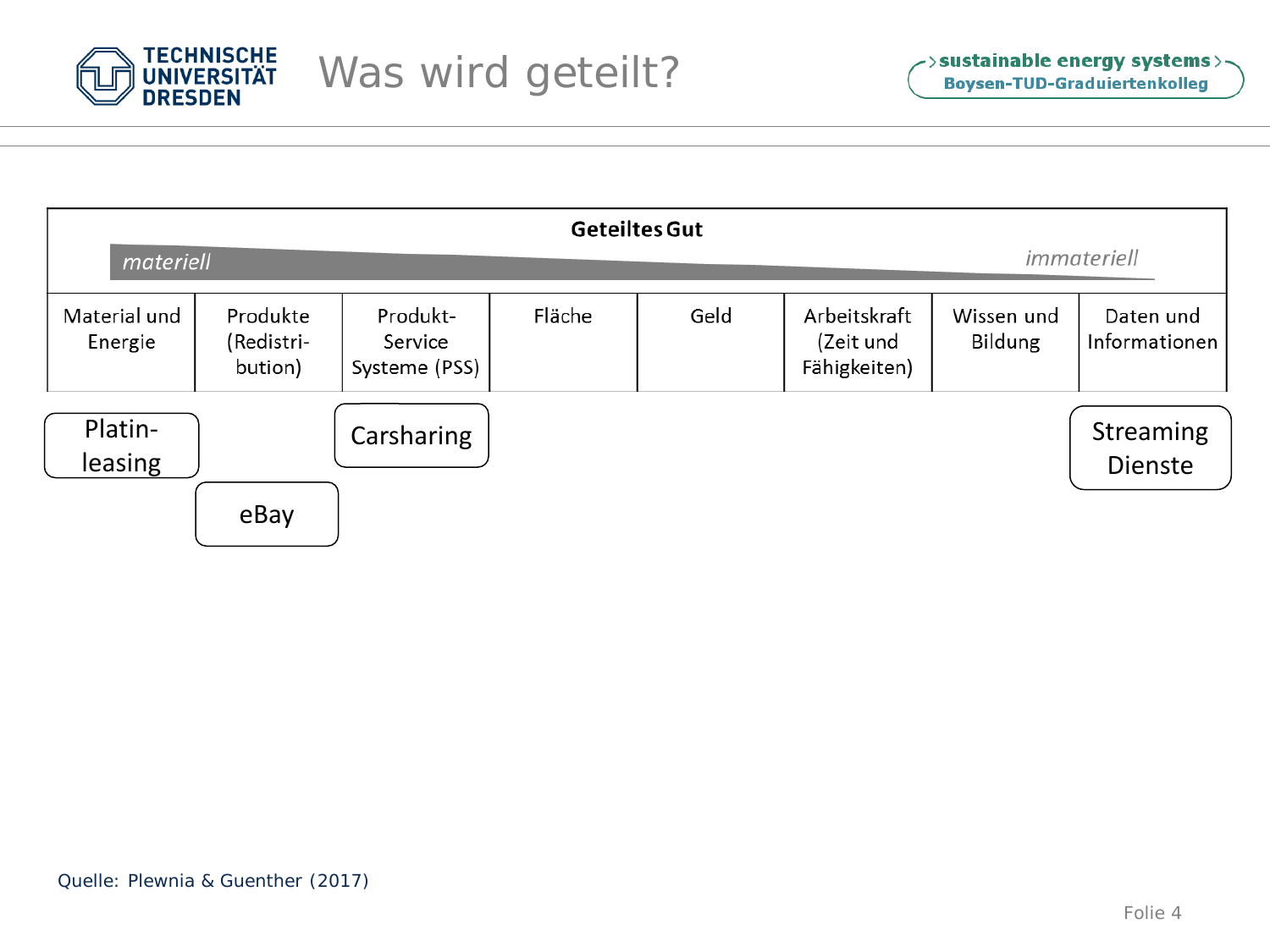# Was wird geteilt?

| Geteiltes Gut | | | | | | | |
|---|---|---|---|---|---|---|---|
| *materiell* | | | | | | | *immateriell* |
| Material und Energie | Produkte (Redistri-bution) | Produkt-Service Systeme (PSS) | Fläche | Geld | Arbeitskraft (Zeit und Fähigkeiten) | Wissen und Bildung | Daten und Informationen |
| Platin-leasing | eBay | Carsharing | | | | | Streaming Dienste |

Quelle: Plewnia & Guenther (2017)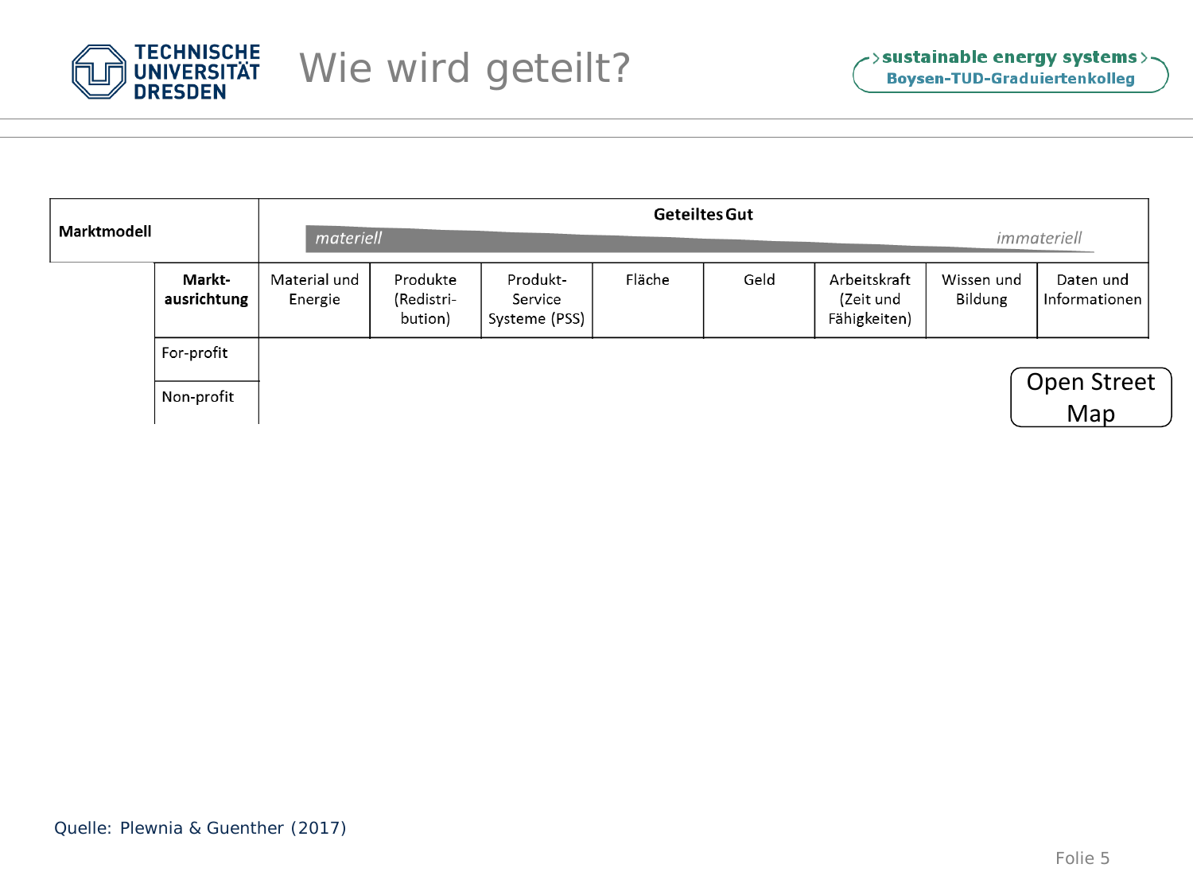# Wie wird geteilt?

| Marktmodell | Geteiltes Gut | | | | | | | |
|---|---|---|---|---|---|---|---|---|
| | *materiell* | | | | | | | *immateriell* |
| **Markt-ausrichtung** | Material und Energie | Produkte (Redistri-bution) | Produkt-Service Systeme (PSS) | Fläche | Geld | Arbeitskraft (Zeit und Fähigkeiten) | Wissen und Bildung | Daten und Informationen |
| For-profit | | | | | | | | |
| Non-profit | | | | | | | | Open Street Map |

Quelle: Plewnia & Guenther (2017)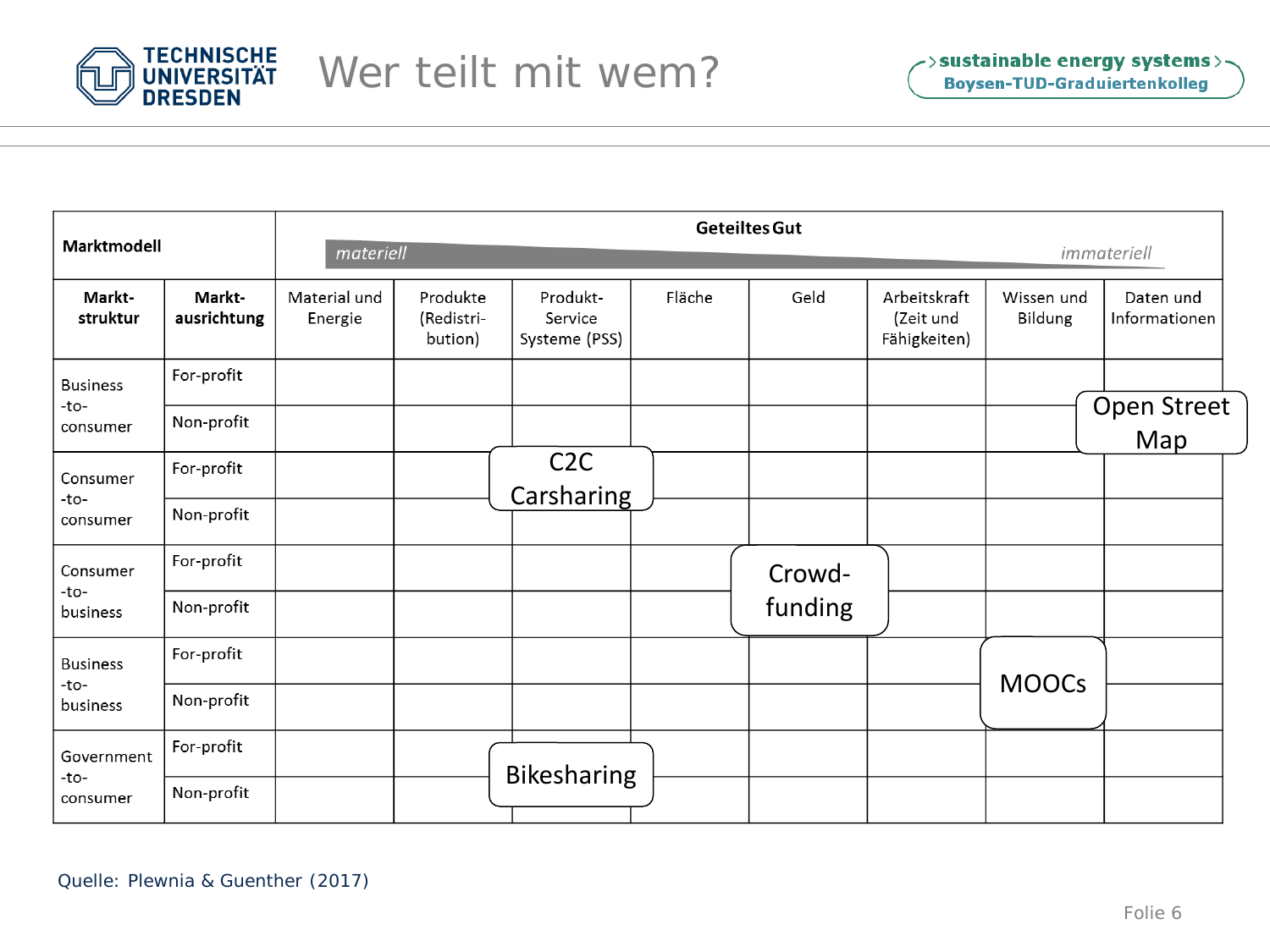# Wer teilt mit wem?

| Marktmodell | | Geteiltes Gut | | | | | | | |
|---|---|---|---|---|---|---|---|---|---|
| | | *materiell* → *immateriell* | | | | | | | |
| **Marktstruktur** | **Marktausrichtung** | Material und Energie | Produkte (Redistribution) | Produkt-Service Systeme (PSS) | Fläche | Geld | Arbeitskraft (Zeit und Fähigkeiten) | Wissen und Bildung | Daten und Informationen |
| Business-to-consumer | For-profit | | | | | | | | |
| | Non-profit | | | | | | | | Open Street Map |
| Consumer-to-consumer | For-profit | | | C2C Carsharing | | | | | |
| | Non-profit | | | | | | | | |
| Consumer-to-business | For-profit | | | | | Crowdfunding | | | |
| | Non-profit | | | | | | | | |
| Business-to-business | For-profit | | | | | | | MOOCs | |
| | Non-profit | | | | | | | | |
| Government-to-consumer | For-profit | | | Bikesharing | | | | | |
| | Non-profit | | | | | | | | |

Quelle: Plewnia & Guenther (2017)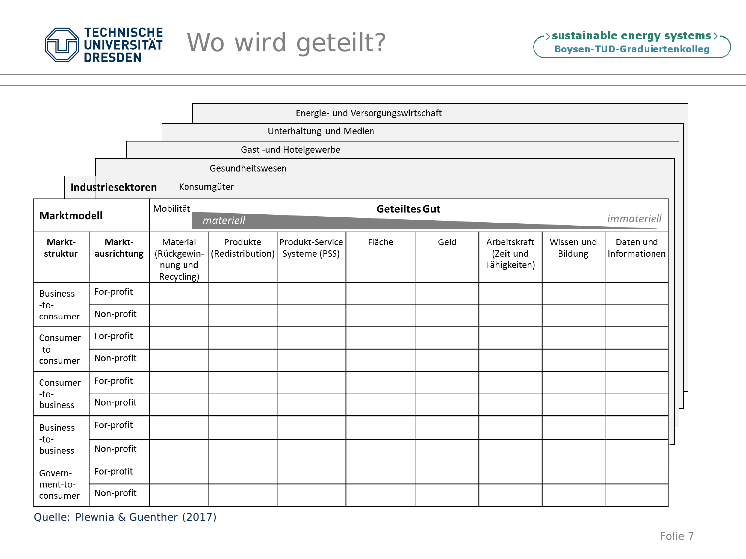# Wo wird geteilt?

**Industriesektoren**: Energie- und Versorgungswirtschaft · Unterhaltung und Medien · Gast -und Hotelgewerbe · Gesundheitswesen · Konsumgüter · Mobilität

| **Marktmodell** | | **Geteiltes Gut** (*materiell* → *immateriell*) | | | | | | | |
|---|---|---|---|---|---|---|---|---|---|
| **Markt-struktur** | **Markt-ausrichtung** | Material (Rückgewin-nung und Recycling) | Produkte (Redistribution) | Produkt-Service Systeme (PSS) | Fläche | Geld | Arbeitskraft (Zeit und Fähigkeiten) | Wissen und Bildung | Daten und Informationen |
| Business -to- consumer | For-profit | | | | | | | | |
| | Non-profit | | | | | | | | |
| Consumer -to- consumer | For-profit | | | | | | | | |
| | Non-profit | | | | | | | | |
| Consumer -to- business | For-profit | | | | | | | | |
| | Non-profit | | | | | | | | |
| Business -to- business | For-profit | | | | | | | | |
| | Non-profit | | | | | | | | |
| Govern-ment-to-consumer | For-profit | | | | | | | | |
| | Non-profit | | | | | | | | |

Quelle: Plewnia & Guenther (2017)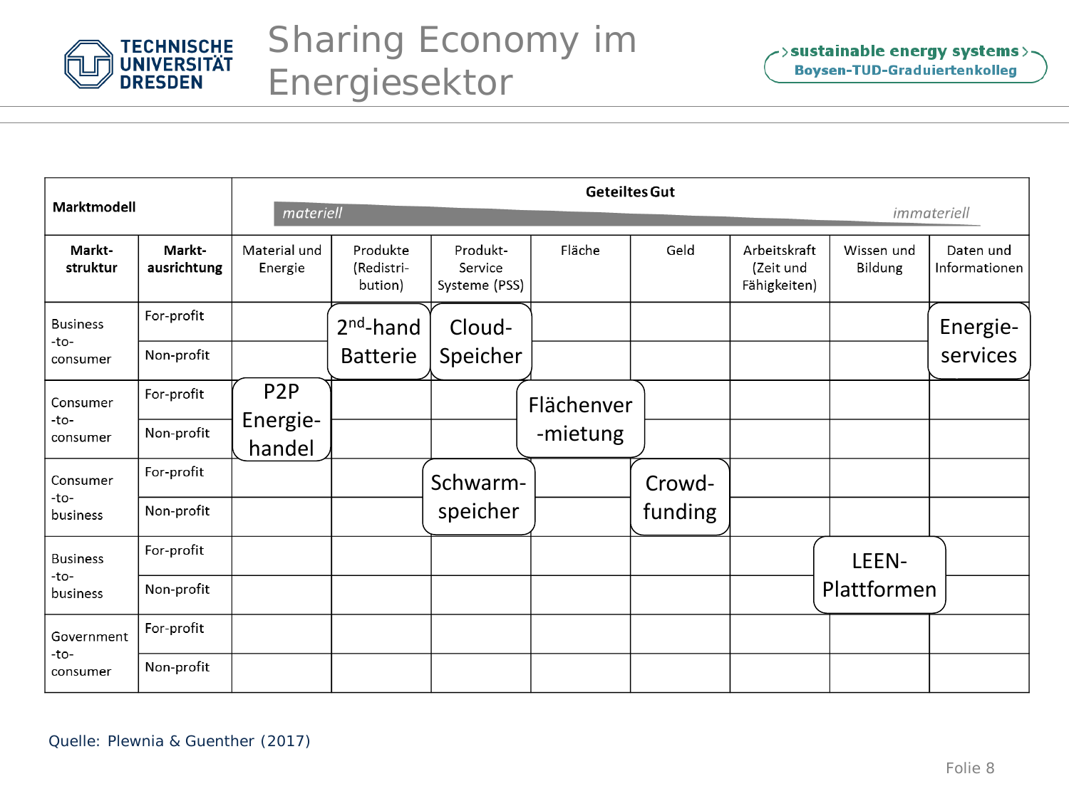# Sharing Economy im Energiesektor

| Marktmodell | | Geteiltes Gut (*materiell* → *immateriell*) | | | | | | | |
|---|---|---|---|---|---|---|---|---|---|
| **Markt-struktur** | **Markt-ausrichtung** | Material und Energie | Produkte (Redistri-bution) | Produkt-Service Systeme (PSS) | Fläche | Geld | Arbeitskraft (Zeit und Fähigkeiten) | Wissen und Bildung | Daten und Informationen |
| Business -to- consumer | For-profit | | 2[nd]-hand Batterie | Cloud-Speicher | | | | | Energie-services |
| | Non-profit | | 2[nd]-hand Batterie | Cloud-Speicher | | | | | Energie-services |
| Consumer -to- consumer | For-profit | P2P Energie-handel | | | Flächenver-mietung | | | | |
| | Non-profit | P2P Energie-handel | | | Flächenver-mietung | | | | |
| Consumer -to- business | For-profit | | | Schwarm-speicher | | Crowd-funding | | | |
| | Non-profit | | | Schwarm-speicher | | Crowd-funding | | | |
| Business -to- business | For-profit | | | | | | | LEEN-Plattformen | |
| | Non-profit | | | | | | | LEEN-Plattformen | |
| Government -to- consumer | For-profit | | | | | | | | |
| | Non-profit | | | | | | | | |

Quelle: Plewnia & Guenther (2017)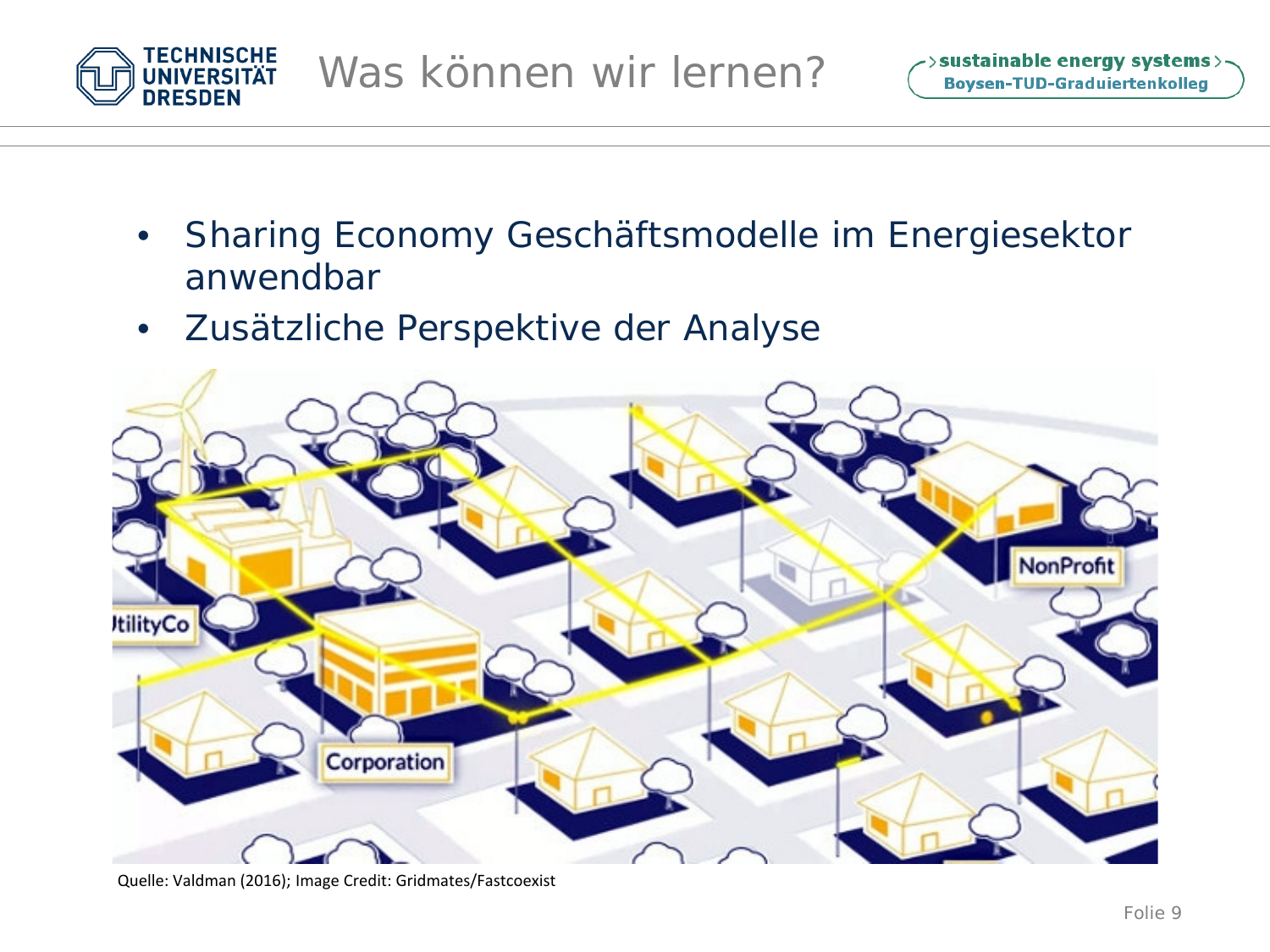# Was können wir lernen?

- Sharing Economy Geschäftsmodelle im Energiesektor anwendbar
- Zusätzliche Perspektive der Analyse

Quelle: Valdman (2016); Image Credit: Gridmates/Fastcoexist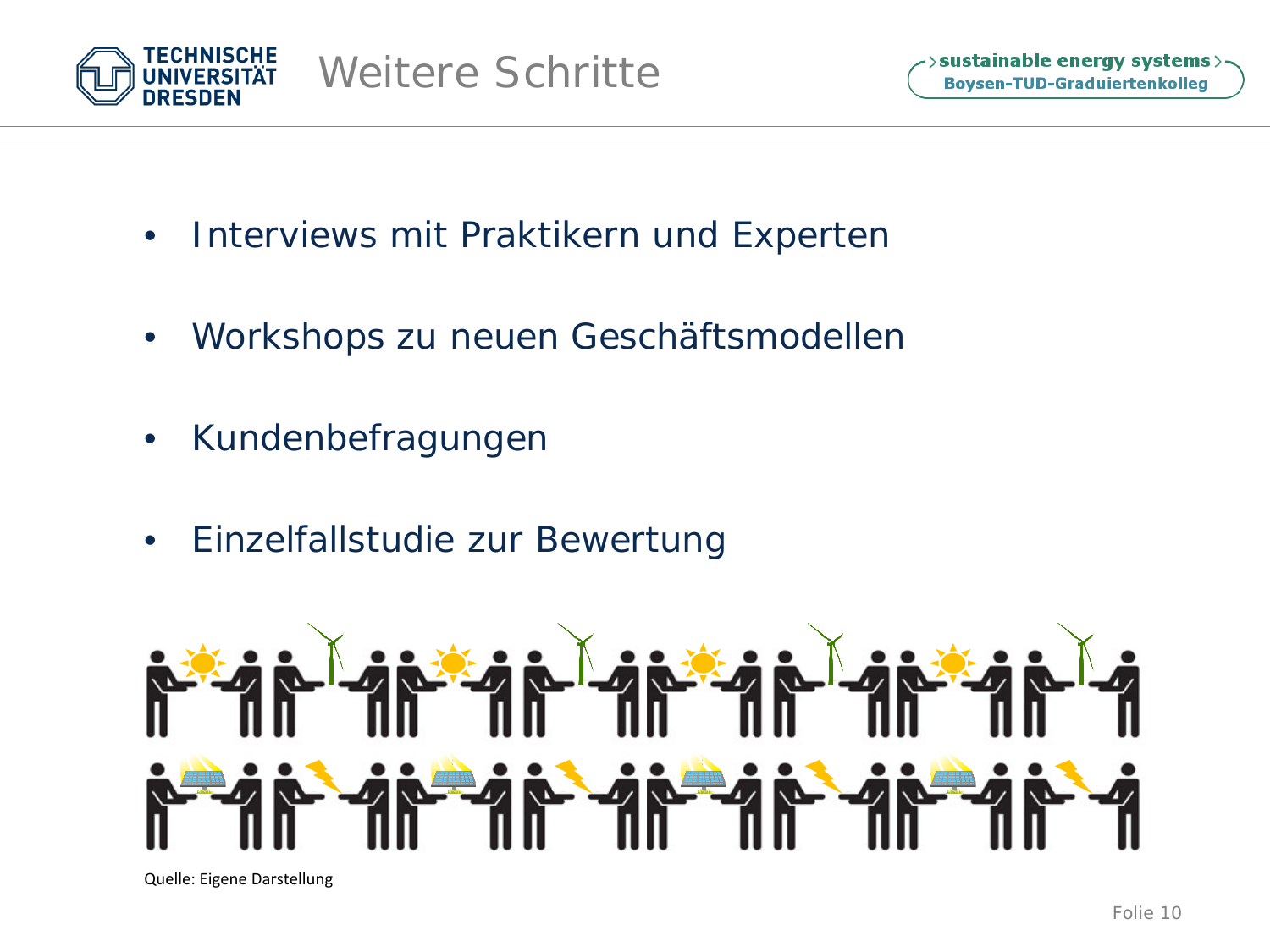# Weitere Schritte

- Interviews mit Praktikern und Experten
- Workshops zu neuen Geschäftsmodellen
- Kundenbefragungen
- Einzelfallstudie zur Bewertung

Quelle: Eigene Darstellung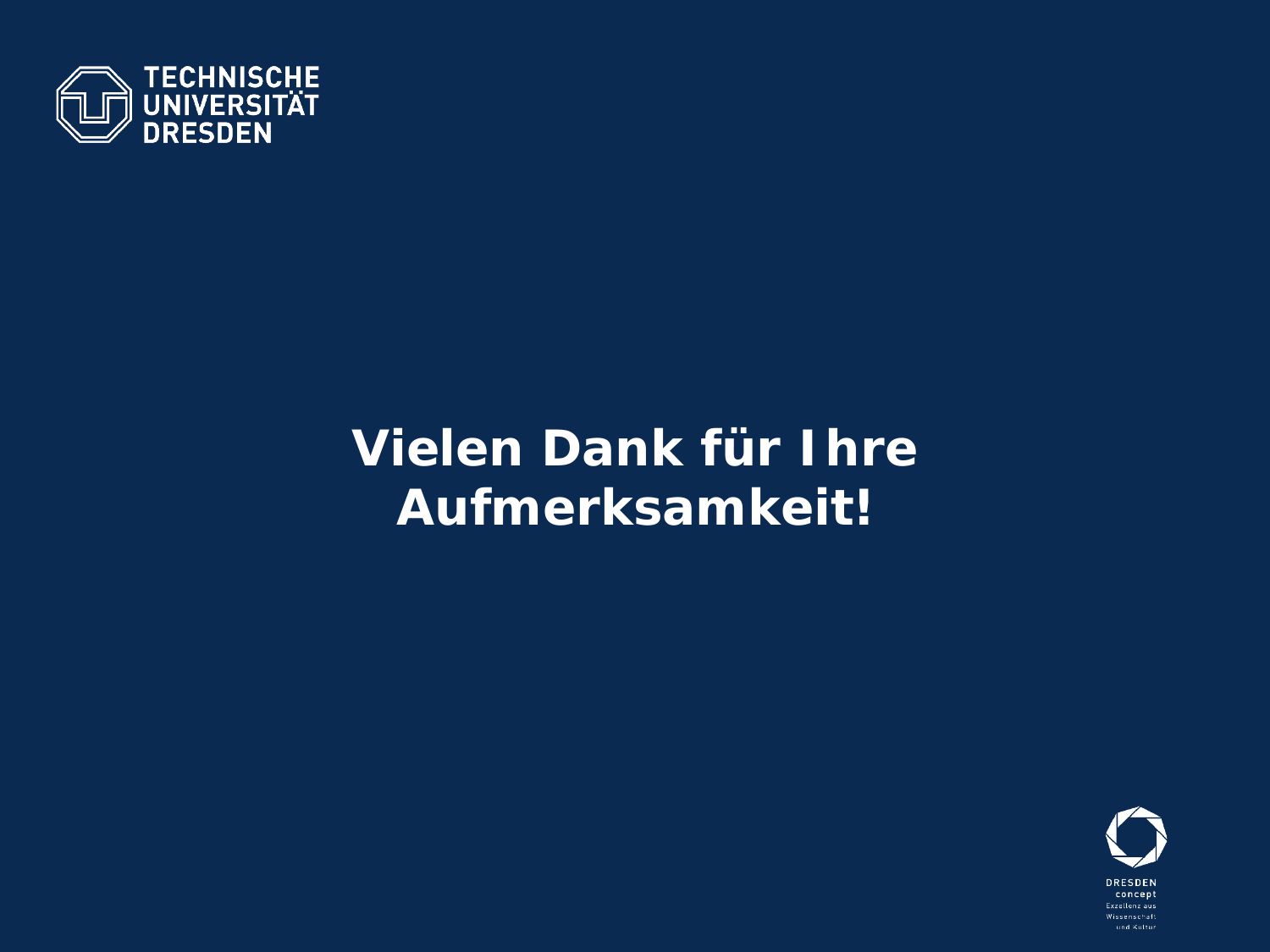# Vielen Dank für Ihre Aufmerksamkeit!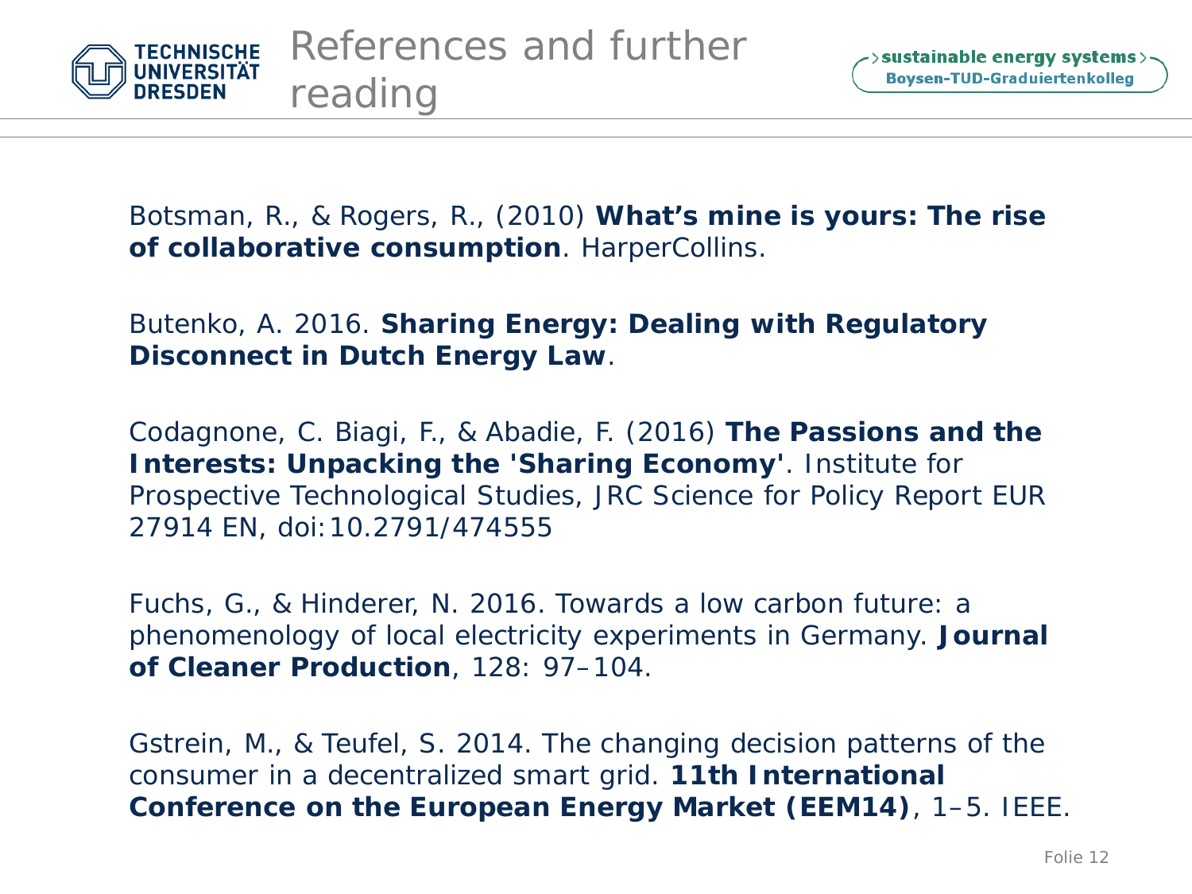# References and further reading

Botsman, R., & Rogers, R., (2010) **What's mine is yours: The rise of collaborative consumption**. HarperCollins.

Butenko, A. 2016. **Sharing Energy: Dealing with Regulatory Disconnect in Dutch Energy Law**.

Codagnone, C. Biagi, F., & Abadie, F. (2016) **The Passions and the Interests: Unpacking the 'Sharing Economy'**. Institute for Prospective Technological Studies, JRC Science for Policy Report EUR 27914 EN, doi:10.2791/474555

Fuchs, G., & Hinderer, N. 2016. Towards a low carbon future: a phenomenology of local electricity experiments in Germany. **Journal of Cleaner Production**, 128: 97–104.

Gstrein, M., & Teufel, S. 2014. The changing decision patterns of the consumer in a decentralized smart grid. **11th International Conference on the European Energy Market (EEM14)**, 1–5. IEEE.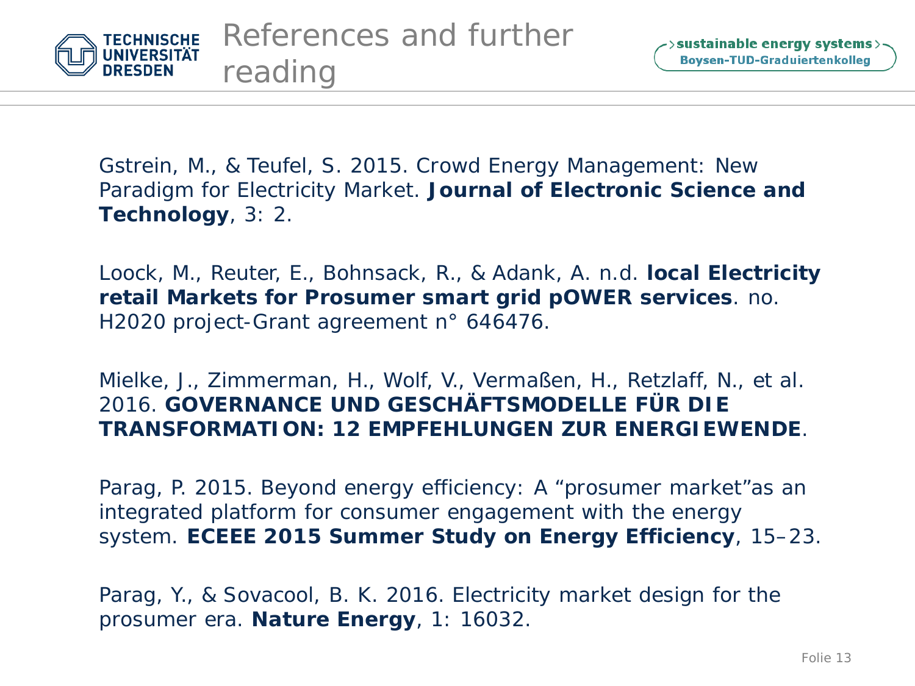# References and further reading

Gstrein, M., & Teufel, S. 2015. Crowd Energy Management: New Paradigm for Electricity Market. **Journal of Electronic Science and Technology**, 3: 2.

Loock, M., Reuter, E., Bohnsack, R., & Adank, A. n.d. **local Electricity retail Markets for Prosumer smart grid pOWER services**. no. H2020 project-Grant agreement n° 646476.

Mielke, J., Zimmerman, H., Wolf, V., Vermaßen, H., Retzlaff, N., et al. 2016. **GOVERNANCE UND GESCHÄFTSMODELLE FÜR DIE TRANSFORMATION: 12 EMPFEHLUNGEN ZUR ENERGIEWENDE**.

Parag, P. 2015. Beyond energy efficiency: A "prosumer market"as an integrated platform for consumer engagement with the energy system. **ECEEE 2015 Summer Study on Energy Efficiency**, 15–23.

Parag, Y., & Sovacool, B. K. 2016. Electricity market design for the prosumer era. **Nature Energy**, 1: 16032.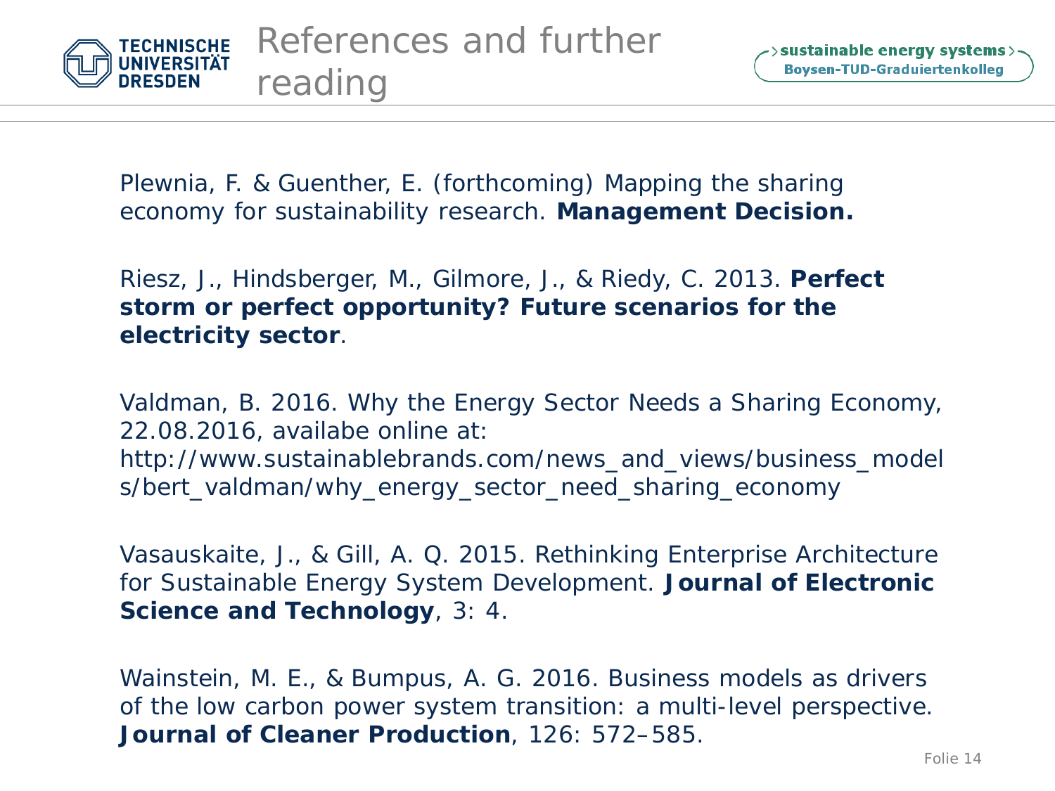# References and further reading

Plewnia, F. & Guenther, E. (forthcoming) Mapping the sharing economy for sustainability research. **Management Decision.**

Riesz, J., Hindsberger, M., Gilmore, J., & Riedy, C. 2013. **Perfect storm or perfect opportunity? Future scenarios for the electricity sector**.

Valdman, B. 2016. Why the Energy Sector Needs a Sharing Economy, 22.08.2016, availabe online at: http://www.sustainablebrands.com/news_and_views/business_models/bert_valdman/why_energy_sector_need_sharing_economy

Vasauskaite, J., & Gill, A. Q. 2015. Rethinking Enterprise Architecture for Sustainable Energy System Development. **Journal of Electronic Science and Technology**, 3: 4.

Wainstein, M. E., & Bumpus, A. G. 2016. Business models as drivers of the low carbon power system transition: a multi-level perspective. **Journal of Cleaner Production**, 126: 572–585.